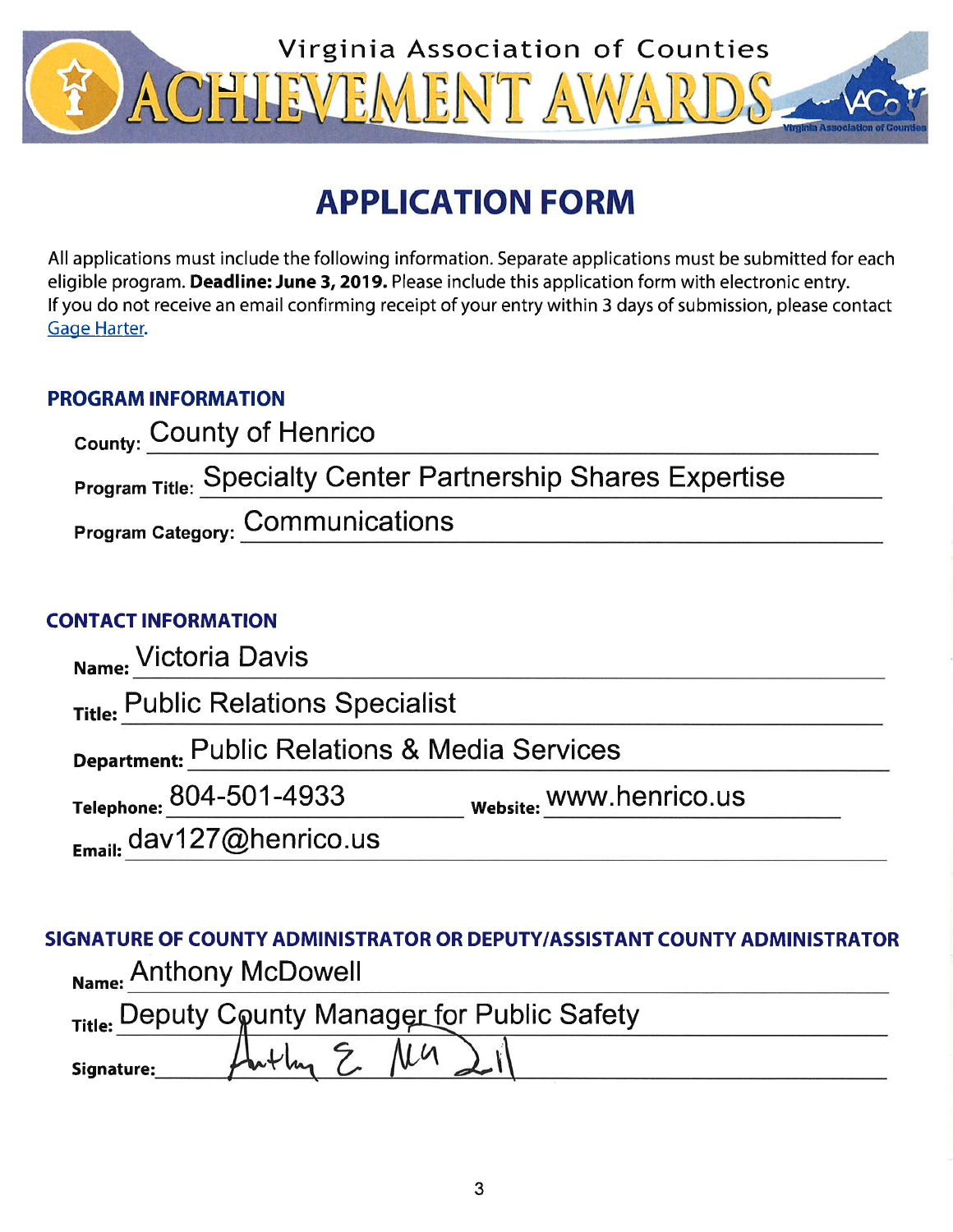# Virginia Association of Counties ACHIEVEMENT AWARDS

## APPLICATION FORM

All applications must include the following information. Separate applications must be submitted for each eligible program. **Deadline: June 3, 2019.** Please include this application form with electronic entry. If you do not receive an email confirming receipt of your entry within 3 days of submission, please contact Gage Harter.

### PROGRAM INFORMATION

County: County of Henrico

Program Title: Specialty Center Partnership Shares Expertise

Program Category: Communications

### CONTACT INFORMATION

Name: Victoria Davis

Title: Public Relations Specialist

Department: Public Relations & Media Services

Telephone: 804-501-4933 Website: www.henrico.us

Email: dav127@henrico.us

### SIGNATURE OF COUNTY ADMINISTRATOR OR DEPUTY/ASSISTANT COUNTY ADMINISTRATOR

Name: Anthony McDowell

Title: Deputy County Manager for Public Safety

Signature: Anthony E. McDowell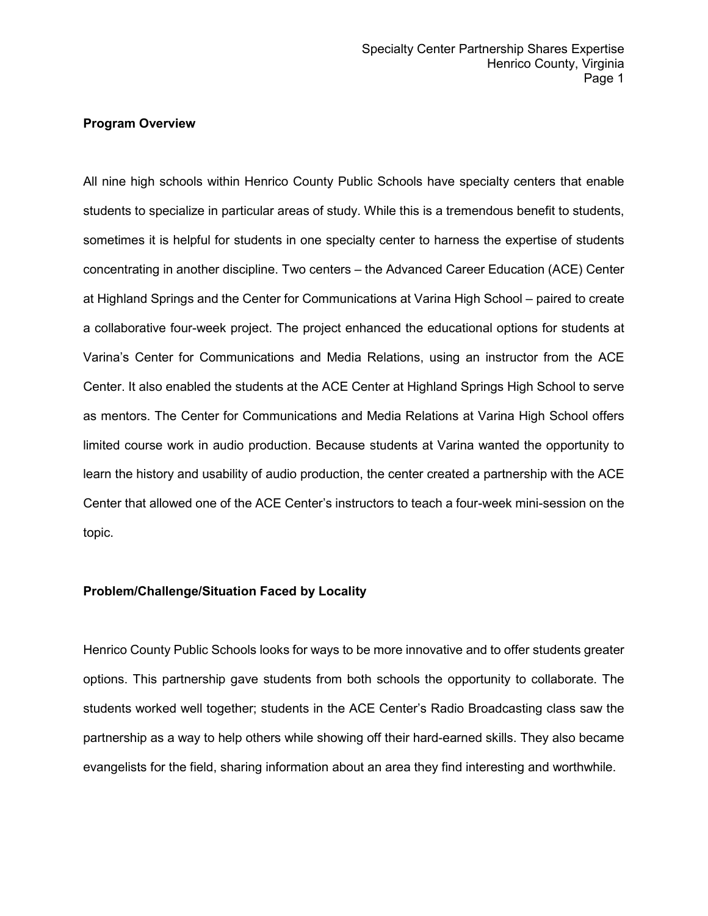## Program Overview

All nine high schools within Henrico County Public Schools have specialty centers that enable students to specialize in particular areas of study. While this is a tremendous benefit to students, sometimes it is helpful for students in one specialty center to harness the expertise of students concentrating in another discipline. Two centers – the Advanced Career Education (ACE) Center at Highland Springs and the Center for Communications at Varina High School – paired to create a collaborative four-week project. The project enhanced the educational options for students at Varina's Center for Communications and Media Relations, using an instructor from the ACE Center. It also enabled the students at the ACE Center at Highland Springs High School to serve as mentors. The Center for Communications and Media Relations at Varina High School offers limited course work in audio production. Because students at Varina wanted the opportunity to learn the history and usability of audio production, the center created a partnership with the ACE Center that allowed one of the ACE Center's instructors to teach a four-week mini-session on the topic.

## Problem/Challenge/Situation Faced by Locality

Henrico County Public Schools looks for ways to be more innovative and to offer students greater options. This partnership gave students from both schools the opportunity to collaborate. The students worked well together; students in the ACE Center's Radio Broadcasting class saw the partnership as a way to help others while showing off their hard-earned skills. They also became evangelists for the field, sharing information about an area they find interesting and worthwhile.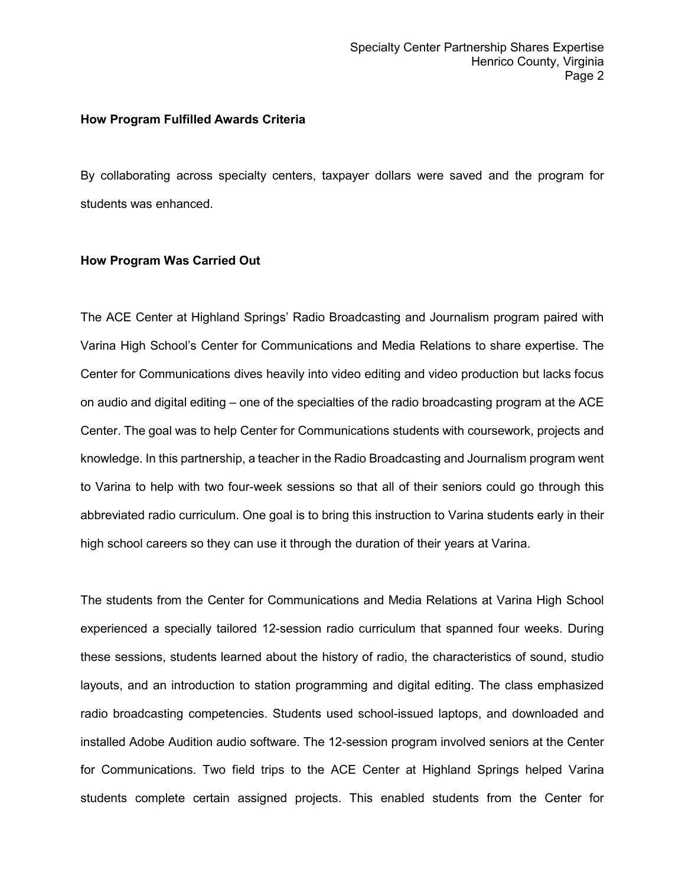**How Program Fulfilled Awards Criteria**

By collaborating across specialty centers, taxpayer dollars were saved and the program for students was enhanced.

**How Program Was Carried Out**

The ACE Center at Highland Springs' Radio Broadcasting and Journalism program paired with Varina High School's Center for Communications and Media Relations to share expertise. The Center for Communications dives heavily into video editing and video production but lacks focus on audio and digital editing – one of the specialties of the radio broadcasting program at the ACE Center. The goal was to help Center for Communications students with coursework, projects and knowledge. In this partnership, a teacher in the Radio Broadcasting and Journalism program went to Varina to help with two four-week sessions so that all of their seniors could go through this abbreviated radio curriculum. One goal is to bring this instruction to Varina students early in their high school careers so they can use it through the duration of their years at Varina.

The students from the Center for Communications and Media Relations at Varina High School experienced a specially tailored 12-session radio curriculum that spanned four weeks. During these sessions, students learned about the history of radio, the characteristics of sound, studio layouts, and an introduction to station programming and digital editing. The class emphasized radio broadcasting competencies. Students used school-issued laptops, and downloaded and installed Adobe Audition audio software. The 12-session program involved seniors at the Center for Communications. Two field trips to the ACE Center at Highland Springs helped Varina students complete certain assigned projects. This enabled students from the Center for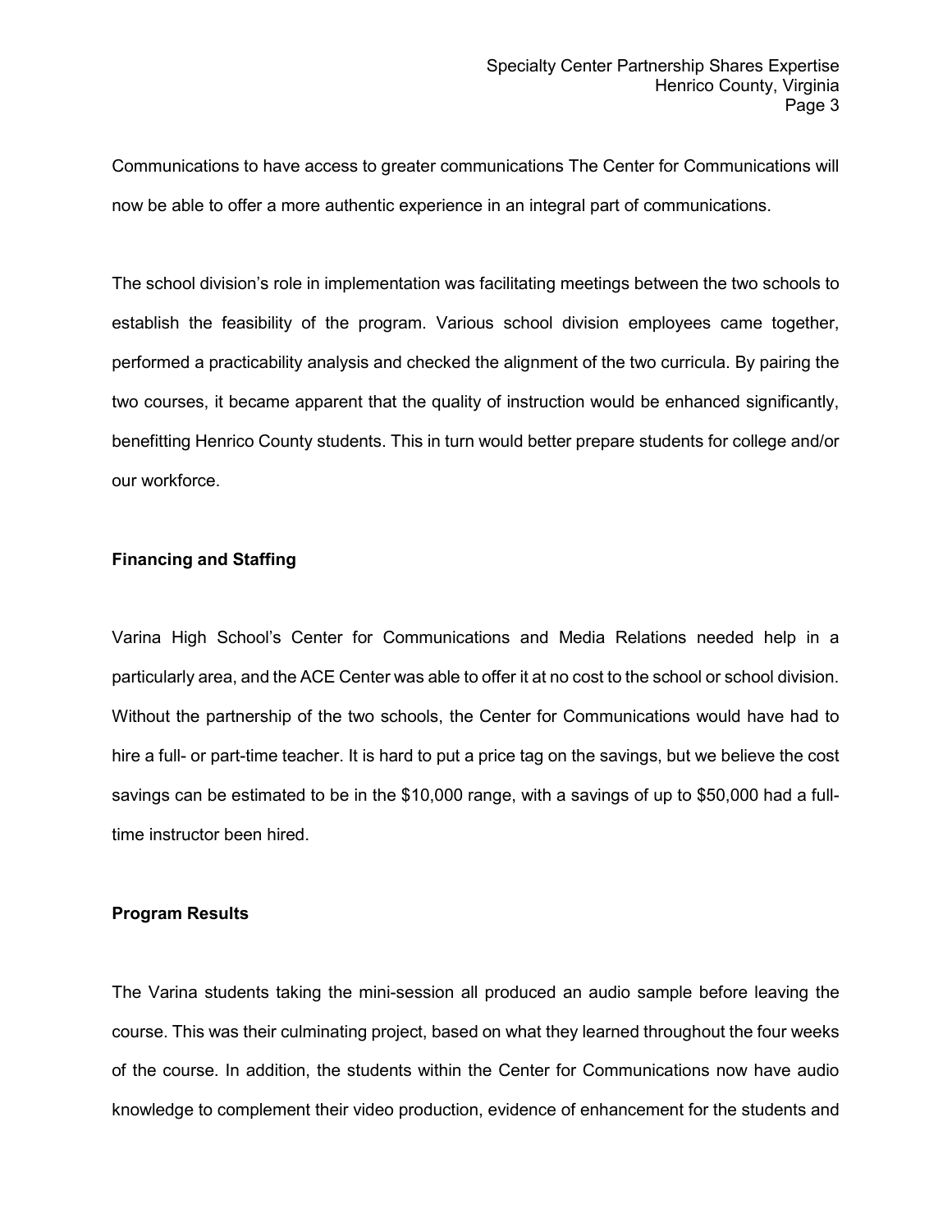Communications to have access to greater communications The Center for Communications will now be able to offer a more authentic experience in an integral part of communications.

The school division's role in implementation was facilitating meetings between the two schools to establish the feasibility of the program. Various school division employees came together, performed a practicability analysis and checked the alignment of the two curricula. By pairing the two courses, it became apparent that the quality of instruction would be enhanced significantly, benefitting Henrico County students. This in turn would better prepare students for college and/or our workforce.

**Financing and Staffing**

Varina High School's Center for Communications and Media Relations needed help in a particularly area, and the ACE Center was able to offer it at no cost to the school or school division. Without the partnership of the two schools, the Center for Communications would have had to hire a full- or part-time teacher. It is hard to put a price tag on the savings, but we believe the cost savings can be estimated to be in the $10,000 range, with a savings of up to $50,000 had a full-time instructor been hired.

**Program Results**

The Varina students taking the mini-session all produced an audio sample before leaving the course. This was their culminating project, based on what they learned throughout the four weeks of the course. In addition, the students within the Center for Communications now have audio knowledge to complement their video production, evidence of enhancement for the students and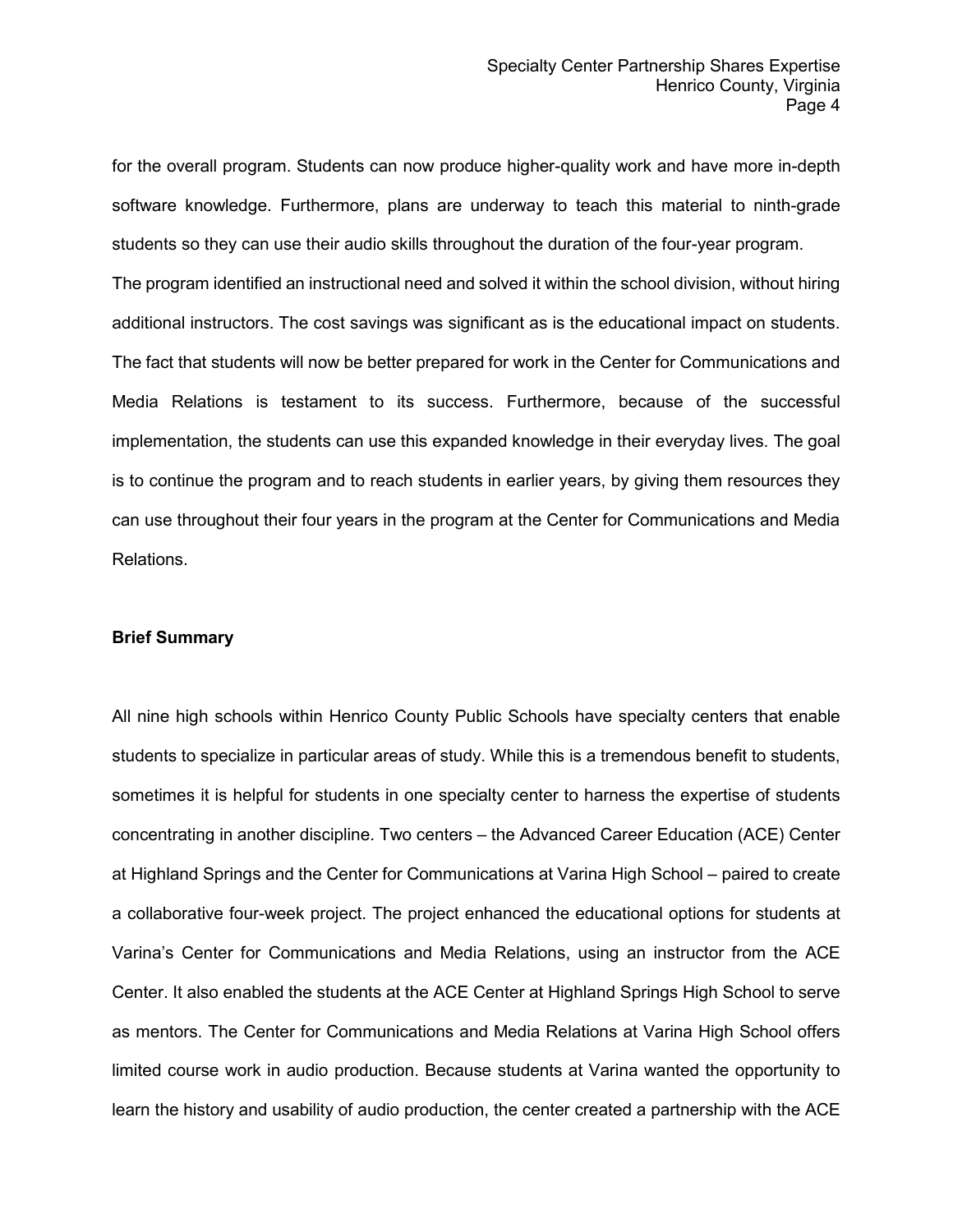for the overall program. Students can now produce higher-quality work and have more in-depth software knowledge. Furthermore, plans are underway to teach this material to ninth-grade students so they can use their audio skills throughout the duration of the four-year program.

The program identified an instructional need and solved it within the school division, without hiring additional instructors. The cost savings was significant as is the educational impact on students. The fact that students will now be better prepared for work in the Center for Communications and Media Relations is testament to its success. Furthermore, because of the successful implementation, the students can use this expanded knowledge in their everyday lives. The goal is to continue the program and to reach students in earlier years, by giving them resources they can use throughout their four years in the program at the Center for Communications and Media Relations.

**Brief Summary**

All nine high schools within Henrico County Public Schools have specialty centers that enable students to specialize in particular areas of study. While this is a tremendous benefit to students, sometimes it is helpful for students in one specialty center to harness the expertise of students concentrating in another discipline. Two centers – the Advanced Career Education (ACE) Center at Highland Springs and the Center for Communications at Varina High School – paired to create a collaborative four-week project. The project enhanced the educational options for students at Varina's Center for Communications and Media Relations, using an instructor from the ACE Center. It also enabled the students at the ACE Center at Highland Springs High School to serve as mentors. The Center for Communications and Media Relations at Varina High School offers limited course work in audio production. Because students at Varina wanted the opportunity to learn the history and usability of audio production, the center created a partnership with the ACE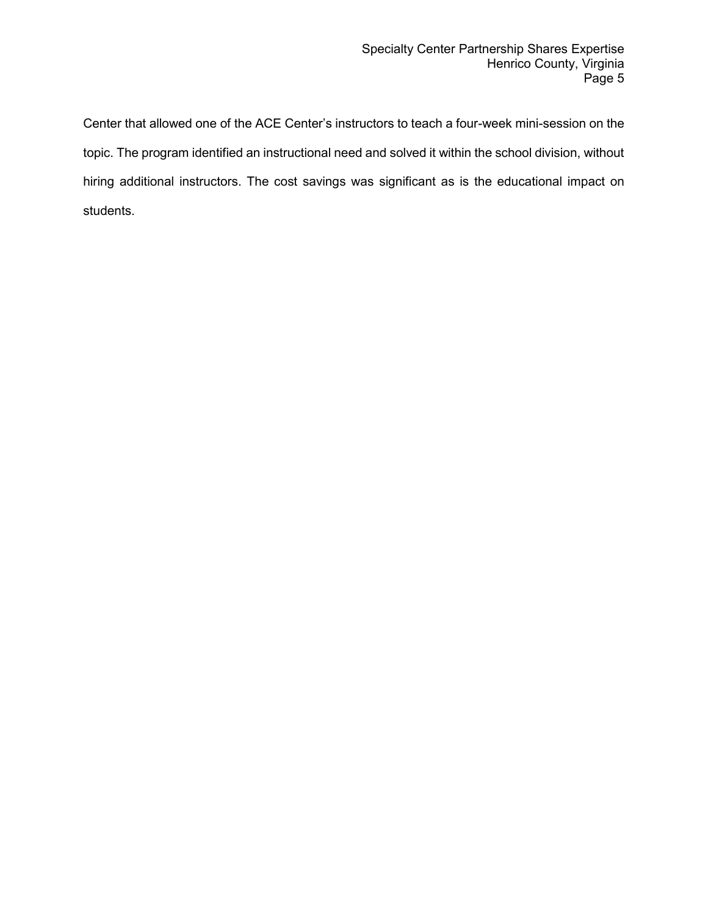Center that allowed one of the ACE Center's instructors to teach a four-week mini-session on the topic. The program identified an instructional need and solved it within the school division, without hiring additional instructors. The cost savings was significant as is the educational impact on students.